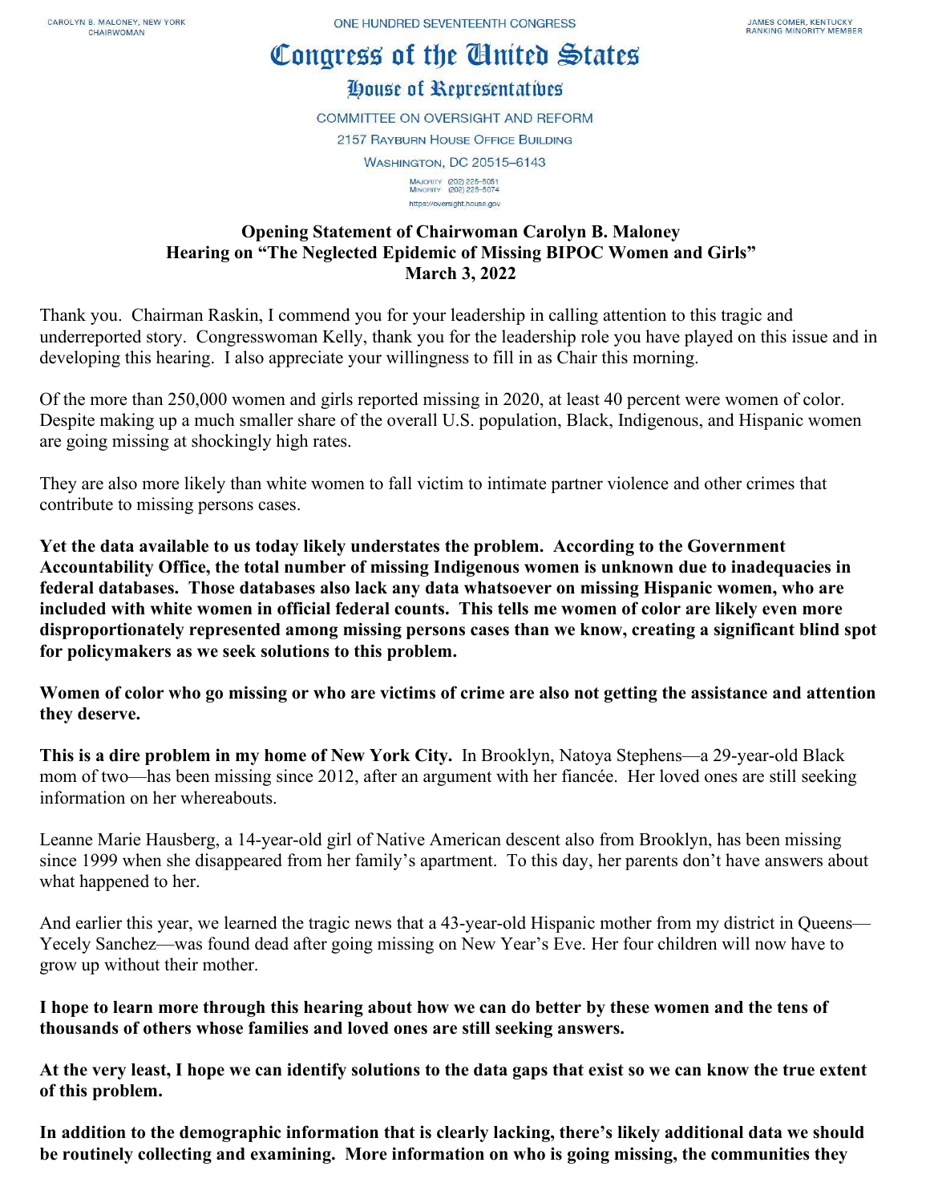CAROLYN B. MALONEY, NEW YORK
CHAIRWOMAN

ONE HUNDRED SEVENTEENTH CONGRESS

JAMES COMER, KENTUCKY
RANKING MINORITY MEMBER

# Congress of the United States

## House of Representatives

COMMITTEE ON OVERSIGHT AND REFORM
2157 RAYBURN HOUSE OFFICE BUILDING
WASHINGTON, DC 20515–6143

MAJORITY (202) 225–5051
MINORITY (202) 225–5074
https://oversight.house.gov

**Opening Statement of Chairwoman Carolyn B. Maloney**
**Hearing on "The Neglected Epidemic of Missing BIPOC Women and Girls"**
**March 3, 2022**

Thank you. Chairman Raskin, I commend you for your leadership in calling attention to this tragic and underreported story. Congresswoman Kelly, thank you for the leadership role you have played on this issue and in developing this hearing. I also appreciate your willingness to fill in as Chair this morning.

Of the more than 250,000 women and girls reported missing in 2020, at least 40 percent were women of color. Despite making up a much smaller share of the overall U.S. population, Black, Indigenous, and Hispanic women are going missing at shockingly high rates.

They are also more likely than white women to fall victim to intimate partner violence and other crimes that contribute to missing persons cases.

**Yet the data available to us today likely understates the problem. According to the Government Accountability Office, the total number of missing Indigenous women is unknown due to inadequacies in federal databases. Those databases also lack any data whatsoever on missing Hispanic women, who are included with white women in official federal counts. This tells me women of color are likely even more disproportionately represented among missing persons cases than we know, creating a significant blind spot for policymakers as we seek solutions to this problem.**

**Women of color who go missing or who are victims of crime are also not getting the assistance and attention they deserve.**

**This is a dire problem in my home of New York City.** In Brooklyn, Natoya Stephens—a 29-year-old Black mom of two—has been missing since 2012, after an argument with her fiancée. Her loved ones are still seeking information on her whereabouts.

Leanne Marie Hausberg, a 14-year-old girl of Native American descent also from Brooklyn, has been missing since 1999 when she disappeared from her family's apartment. To this day, her parents don't have answers about what happened to her.

And earlier this year, we learned the tragic news that a 43-year-old Hispanic mother from my district in Queens—Yecely Sanchez—was found dead after going missing on New Year's Eve. Her four children will now have to grow up without their mother.

**I hope to learn more through this hearing about how we can do better by these women and the tens of thousands of others whose families and loved ones are still seeking answers.**

**At the very least, I hope we can identify solutions to the data gaps that exist so we can know the true extent of this problem.**

**In addition to the demographic information that is clearly lacking, there's likely additional data we should be routinely collecting and examining. More information on who is going missing, the communities they**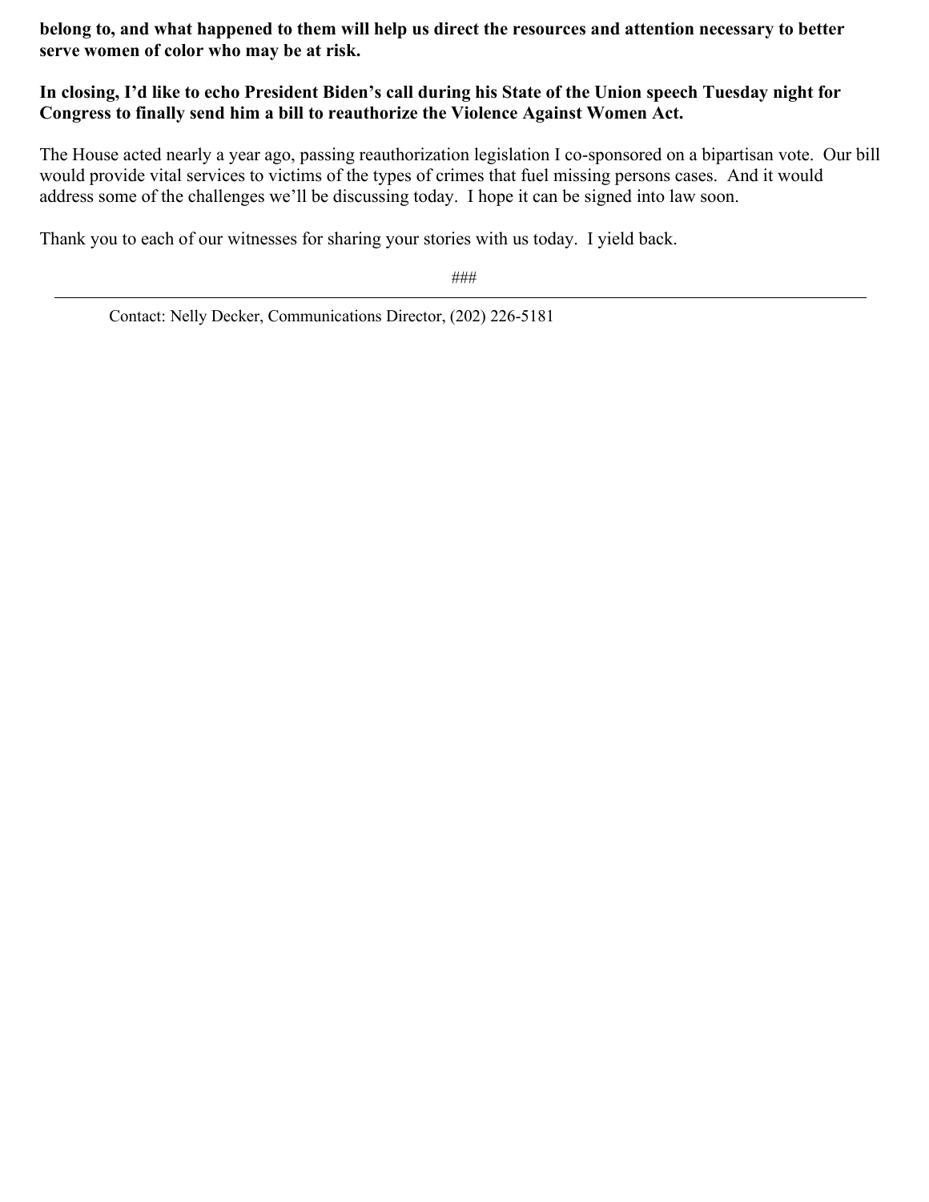**belong to, and what happened to them will help us direct the resources and attention necessary to better serve women of color who may be at risk.**

**In closing, I'd like to echo President Biden's call during his State of the Union speech Tuesday night for Congress to finally send him a bill to reauthorize the Violence Against Women Act.**

The House acted nearly a year ago, passing reauthorization legislation I co-sponsored on a bipartisan vote. Our bill would provide vital services to victims of the types of crimes that fuel missing persons cases. And it would address some of the challenges we'll be discussing today. I hope it can be signed into law soon.

Thank you to each of our witnesses for sharing your stories with us today. I yield back.

###

---

Contact: Nelly Decker, Communications Director, (202) 226-5181